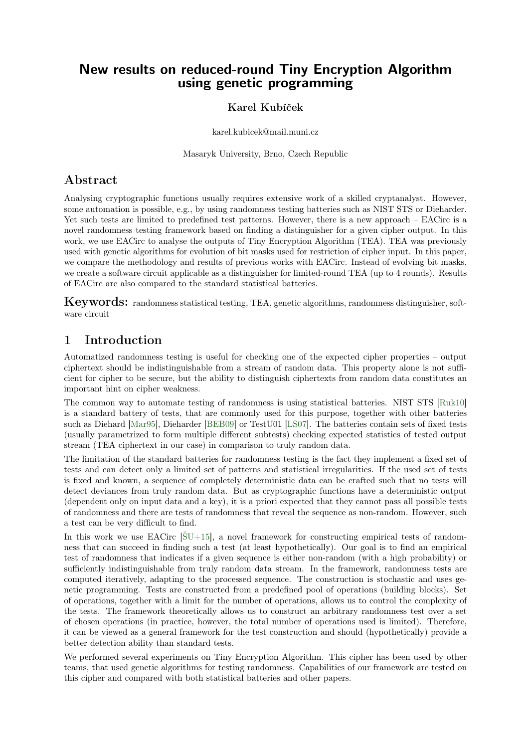# New results on reduced-round Tiny Encryption Algorithm using genetic programming

**Karel Kubíček**

karel.kubicek@mail.muni.cz

Masaryk University, Brno, Czech Republic

## Abstract

Analysing cryptographic functions usually requires extensive work of a skilled cryptanalyst. However, some automation is possible, e.g., by using randomness testing batteries such as NIST STS or Dieharder. Yet such tests are limited to predefined test patterns. However, there is a new approach – EACirc is a novel randomness testing framework based on finding a distinguisher for a given cipher output. In this work, we use EACirc to analyse the outputs of Tiny Encryption Algorithm (TEA). TEA was previously used with genetic algorithms for evolution of bit masks used for restriction of cipher input. In this paper, we compare the methodology and results of previous works with EACirc. Instead of evolving bit masks, we create a software circuit applicable as a distinguisher for limited-round TEA (up to 4 rounds). Results of EACirc are also compared to the standard statistical batteries.

**Keywords:** randomness statistical testing, TEA, genetic algorithms, randomness distinguisher, software circuit

## 1 Introduction

Automatized randomness testing is useful for checking one of the expected cipher properties – output ciphertext should be indistinguishable from a stream of random data. This property alone is not sufficient for cipher to be secure, but the ability to distinguish ciphertexts from random data constitutes an important hint on cipher weakness.

The common way to automate testing of randomness is using statistical batteries. NIST STS [Ruk10] is a standard battery of tests, that are commonly used for this purpose, together with other batteries such as Diehard [Mar95], Dieharder [BEB09] or TestU01 [LS07]. The batteries contain sets of fixed tests (usually parametrized to form multiple different subtests) checking expected statistics of tested output stream (TEA ciphertext in our case) in comparison to truly random data.

The limitation of the standard batteries for randomness testing is the fact they implement a fixed set of tests and can detect only a limited set of patterns and statistical irregularities. If the used set of tests is fixed and known, a sequence of completely deterministic data can be crafted such that no tests will detect deviances from truly random data. But as cryptographic functions have a deterministic output (dependent only on input data and a key), it is a priori expected that they cannot pass all possible tests of randomness and there are tests of randomness that reveal the sequence as non-random. However, such a test can be very difficult to find.

In this work we use EACirc [ŠU+15], a novel framework for constructing empirical tests of randomness that can succeed in finding such a test (at least hypothetically). Our goal is to find an empirical test of randomness that indicates if a given sequence is either non-random (with a high probability) or sufficiently indistinguishable from truly random data stream. In the framework, randomness tests are computed iteratively, adapting to the processed sequence. The construction is stochastic and uses genetic programming. Tests are constructed from a predefined pool of operations (building blocks). Set of operations, together with a limit for the number of operations, allows us to control the complexity of the tests. The framework theoretically allows us to construct an arbitrary randomness test over a set of chosen operations (in practice, however, the total number of operations used is limited). Therefore, it can be viewed as a general framework for the test construction and should (hypothetically) provide a better detection ability than standard tests.

We performed several experiments on Tiny Encryption Algorithm. This cipher has been used by other teams, that used genetic algorithms for testing randomness. Capabilities of our framework are tested on this cipher and compared with both statistical batteries and other papers.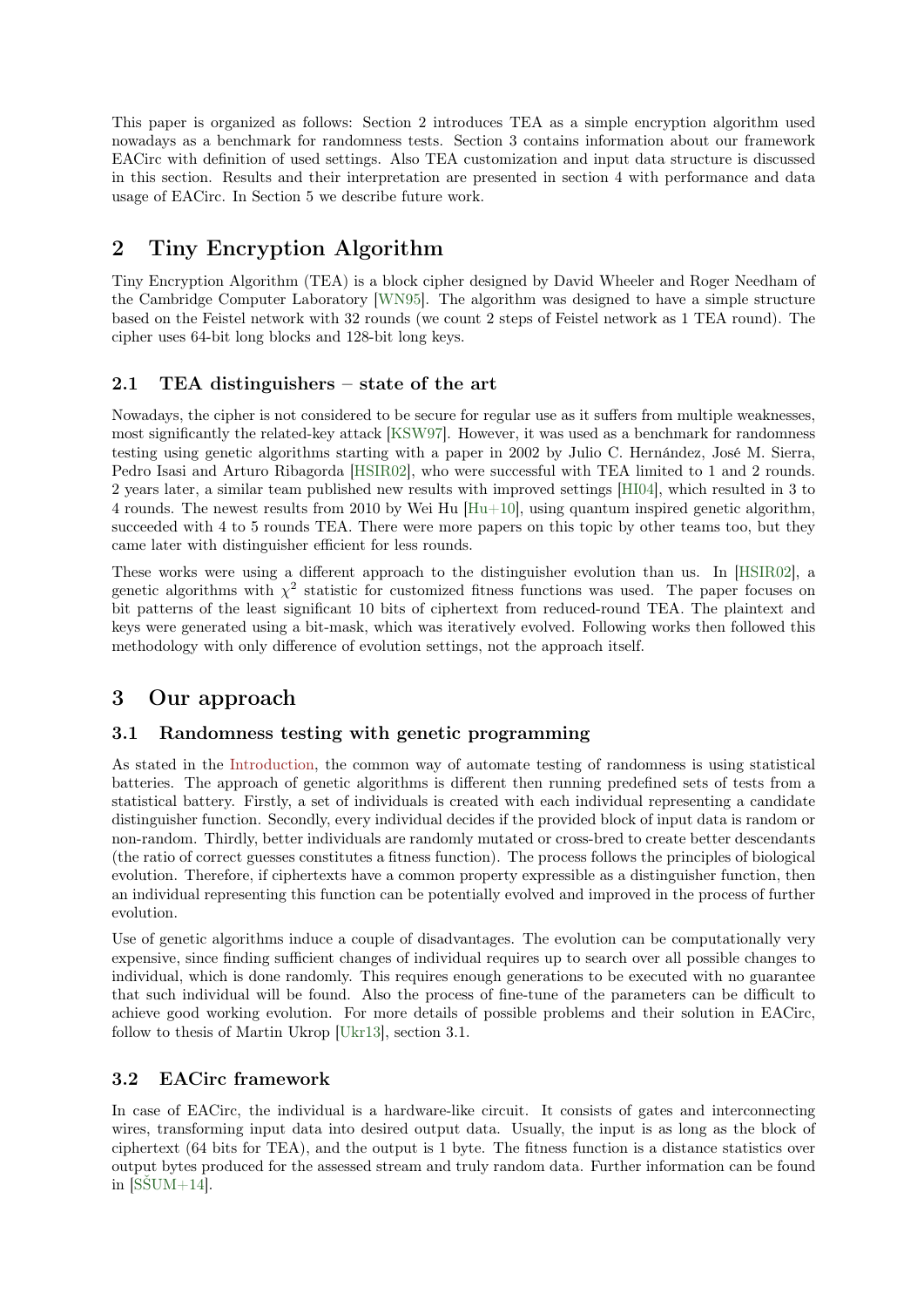This paper is organized as follows: Section 2 introduces TEA as a simple encryption algorithm used nowadays as a benchmark for randomness tests. Section 3 contains information about our framework EACirc with definition of used settings. Also TEA customization and input data structure is discussed in this section. Results and their interpretation are presented in section 4 with performance and data usage of EACirc. In Section 5 we describe future work.

## 2 Tiny Encryption Algorithm

Tiny Encryption Algorithm (TEA) is a block cipher designed by David Wheeler and Roger Needham of the Cambridge Computer Laboratory [WN95]. The algorithm was designed to have a simple structure based on the Feistel network with 32 rounds (we count 2 steps of Feistel network as 1 TEA round). The cipher uses 64-bit long blocks and 128-bit long keys.

### 2.1 TEA distinguishers – state of the art

Nowadays, the cipher is not considered to be secure for regular use as it suffers from multiple weaknesses, most significantly the related-key attack [KSW97]. However, it was used as a benchmark for randomness testing using genetic algorithms starting with a paper in 2002 by Julio C. Hernández, José M. Sierra, Pedro Isasi and Arturo Ribagorda [HSIR02], who were successful with TEA limited to 1 and 2 rounds. 2 years later, a similar team published new results with improved settings [HI04], which resulted in 3 to 4 rounds. The newest results from 2010 by Wei Hu [Hu+10], using quantum inspired genetic algorithm, succeeded with 4 to 5 rounds TEA. There were more papers on this topic by other teams too, but they came later with distinguisher efficient for less rounds.

These works were using a different approach to the distinguisher evolution than us. In [HSIR02], a genetic algorithms with $\chi^2$ statistic for customized fitness functions was used. The paper focuses on bit patterns of the least significant 10 bits of ciphertext from reduced-round TEA. The plaintext and keys were generated using a bit-mask, which was iteratively evolved. Following works then followed this methodology with only difference of evolution settings, not the approach itself.

## 3 Our approach

### 3.1 Randomness testing with genetic programming

As stated in the Introduction, the common way of automate testing of randomness is using statistical batteries. The approach of genetic algorithms is different then running predefined sets of tests from a statistical battery. Firstly, a set of individuals is created with each individual representing a candidate distinguisher function. Secondly, every individual decides if the provided block of input data is random or non-random. Thirdly, better individuals are randomly mutated or cross-bred to create better descendants (the ratio of correct guesses constitutes a fitness function). The process follows the principles of biological evolution. Therefore, if ciphertexts have a common property expressible as a distinguisher function, then an individual representing this function can be potentially evolved and improved in the process of further evolution.

Use of genetic algorithms induce a couple of disadvantages. The evolution can be computationally very expensive, since finding sufficient changes of individual requires up to search over all possible changes to individual, which is done randomly. This requires enough generations to be executed with no guarantee that such individual will be found. Also the process of fine-tune of the parameters can be difficult to achieve good working evolution. For more details of possible problems and their solution in EACirc, follow to thesis of Martin Ukrop [Ukr13], section 3.1.

### 3.2 EACirc framework

In case of EACirc, the individual is a hardware-like circuit. It consists of gates and interconnecting wires, transforming input data into desired output data. Usually, the input is as long as the block of ciphertext (64 bits for TEA), and the output is 1 byte. The fitness function is a distance statistics over output bytes produced for the assessed stream and truly random data. Further information can be found in [ŠŠUM+14].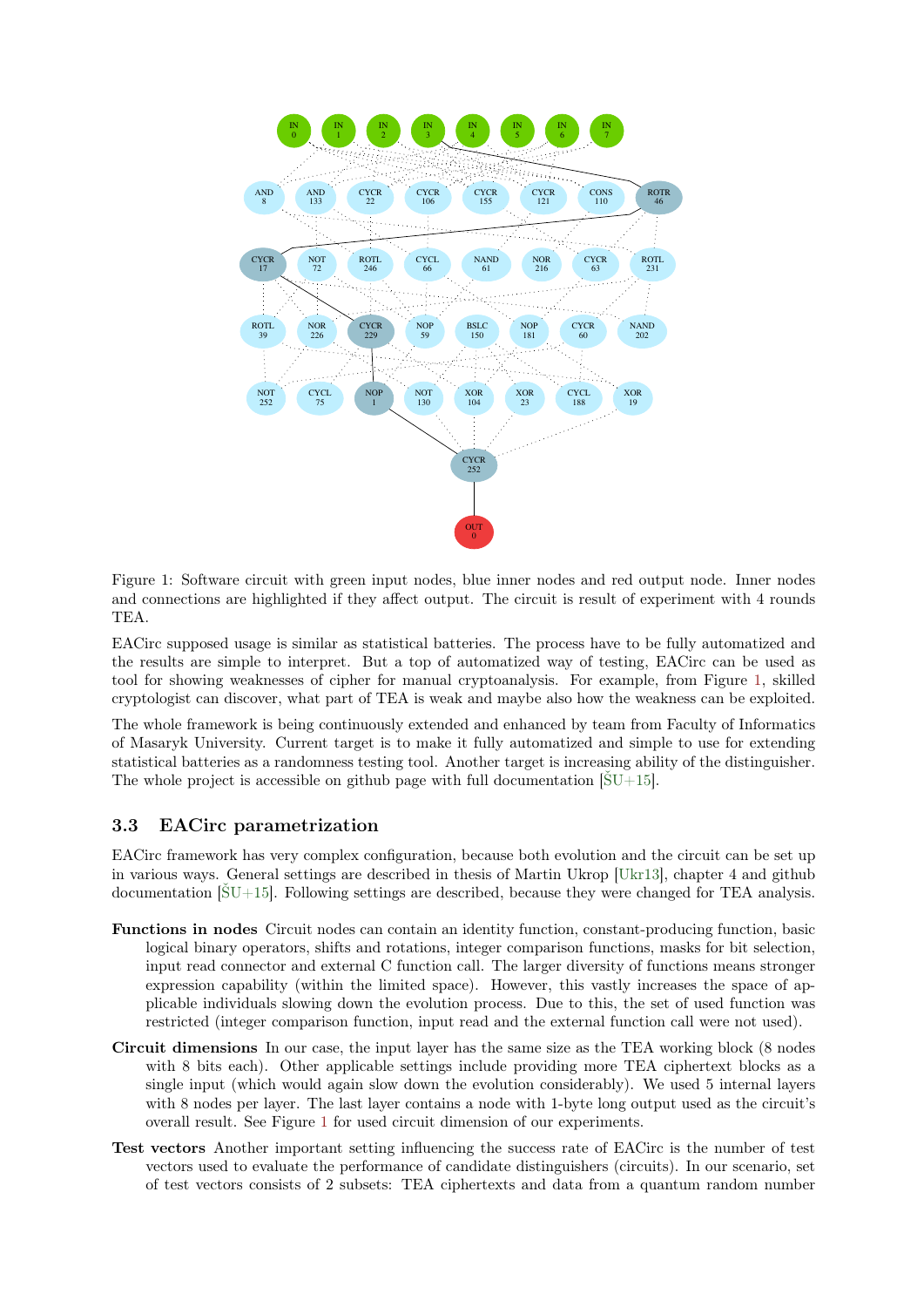Figure 1: Software circuit with green input nodes, blue inner nodes and red output node. Inner nodes and connections are highlighted if they affect output. The circuit is result of experiment with 4 rounds TEA.

EACirc supposed usage is similar as statistical batteries. The process have to be fully automatized and the results are simple to interpret. But a top of automatized way of testing, EACirc can be used as tool for showing weaknesses of cipher for manual cryptoanalysis. For example, from Figure 1, skilled cryptologist can discover, what part of TEA is weak and maybe also how the weakness can be exploited.

The whole framework is being continuously extended and enhanced by team from Faculty of Informatics of Masaryk University. Current target is to make it fully automatized and simple to use for extending statistical batteries as a randomness testing tool. Another target is increasing ability of the distinguisher. The whole project is accessible on github page with full documentation [ŠU+15].

### 3.3 EACirc parametrization

EACirc framework has very complex configuration, because both evolution and the circuit can be set up in various ways. General settings are described in thesis of Martin Ukrop [Ukr13], chapter 4 and github documentation [ŠU+15]. Following settings are described, because they were changed for TEA analysis.

**Functions in nodes** Circuit nodes can contain an identity function, constant-producing function, basic logical binary operators, shifts and rotations, integer comparison functions, masks for bit selection, input read connector and external C function call. The larger diversity of functions means stronger expression capability (within the limited space). However, this vastly increases the space of applicable individuals slowing down the evolution process. Due to this, the set of used function was restricted (integer comparison function, input read and the external function call were not used).

**Circuit dimensions** In our case, the input layer has the same size as the TEA working block (8 nodes with 8 bits each). Other applicable settings include providing more TEA ciphertext blocks as a single input (which would again slow down the evolution considerably). We used 5 internal layers with 8 nodes per layer. The last layer contains a node with 1-byte long output used as the circuit's overall result. See Figure 1 for used circuit dimension of our experiments.

**Test vectors** Another important setting influencing the success rate of EACirc is the number of test vectors used to evaluate the performance of candidate distinguishers (circuits). In our scenario, set of test vectors consists of 2 subsets: TEA ciphertexts and data from a quantum random number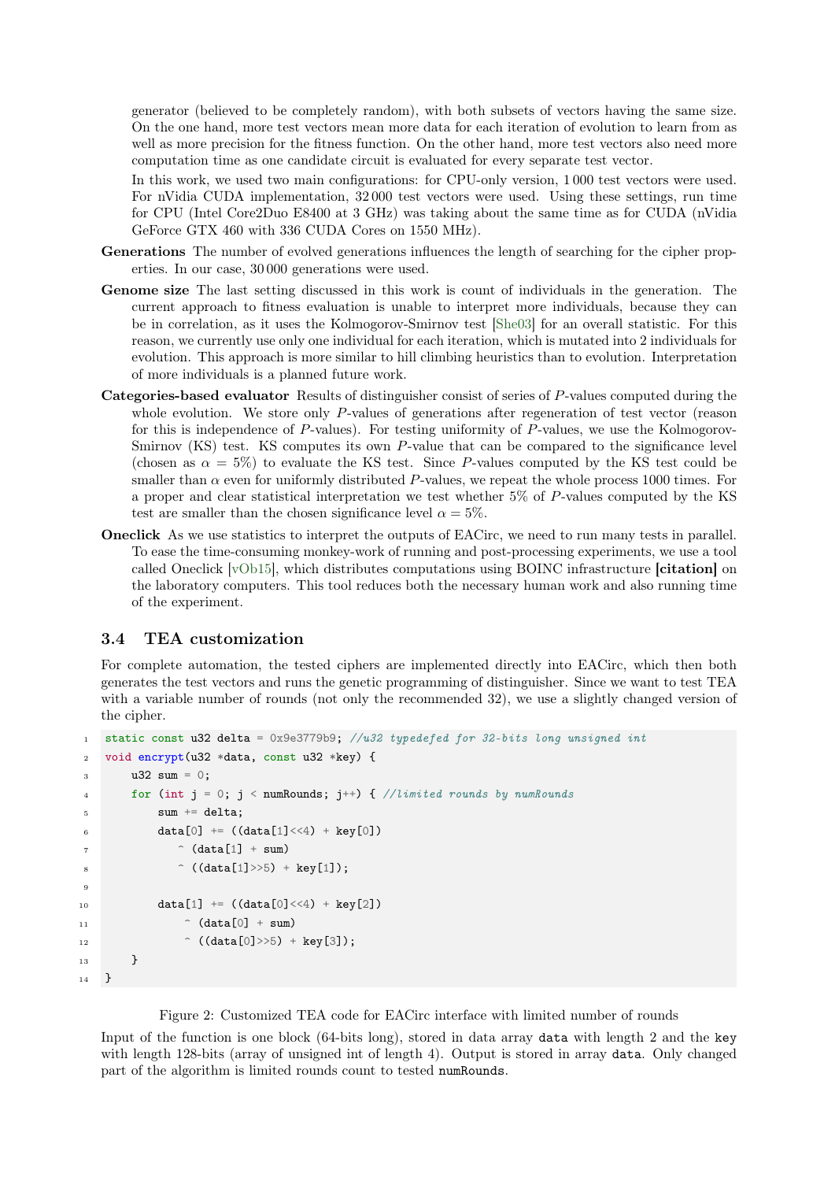generator (believed to be completely random), with both subsets of vectors having the same size. On the one hand, more test vectors mean more data for each iteration of evolution to learn from as well as more precision for the fitness function. On the other hand, more test vectors also need more computation time as one candidate circuit is evaluated for every separate test vector.

In this work, we used two main configurations: for CPU-only version, 1 000 test vectors were used. For nVidia CUDA implementation, 32 000 test vectors were used. Using these settings, run time for CPU (Intel Core2Duo E8400 at 3 GHz) was taking about the same time as for CUDA (nVidia GeForce GTX 460 with 336 CUDA Cores on 1550 MHz).

**Generations** The number of evolved generations influences the length of searching for the cipher properties. In our case, 30 000 generations were used.

**Genome size** The last setting discussed in this work is count of individuals in the generation. The current approach to fitness evaluation is unable to interpret more individuals, because they can be in correlation, as it uses the Kolmogorov-Smirnov test [She03] for an overall statistic. For this reason, we currently use only one individual for each iteration, which is mutated into 2 individuals for evolution. This approach is more similar to hill climbing heuristics than to evolution. Interpretation of more individuals is a planned future work.

**Categories-based evaluator** Results of distinguisher consist of series of $P$-values computed during the whole evolution. We store only $P$-values of generations after regeneration of test vector (reason for this is independence of $P$-values). For testing uniformity of $P$-values, we use the Kolmogorov-Smirnov (KS) test. KS computes its own $P$-value that can be compared to the significance level (chosen as $\alpha = 5\%$) to evaluate the KS test. Since $P$-values computed by the KS test could be smaller than $\alpha$ even for uniformly distributed $P$-values, we repeat the whole process 1000 times. For a proper and clear statistical interpretation we test whether 5% of $P$-values computed by the KS test are smaller than the chosen significance level $\alpha = 5\%$.

**Oneclick** As we use statistics to interpret the outputs of EACirc, we need to run many tests in parallel. To ease the time-consuming monkey-work of running and post-processing experiments, we use a tool called Oneclick [vOb15], which distributes computations using BOINC infrastructure **[citation]** on the laboratory computers. This tool reduces both the necessary human work and also running time of the experiment.

### 3.4 TEA customization

For complete automation, the tested ciphers are implemented directly into EACirc, which then both generates the test vectors and runs the genetic programming of distinguisher. Since we want to test TEA with a variable number of rounds (not only the recommended 32), we use a slightly changed version of the cipher.

```
static const u32 delta = 0x9e3779b9; //u32 typedefed for 32-bits long unsigned int
void encrypt(u32 *data, const u32 *key) {
    u32 sum = 0;
    for (int j = 0; j < numRounds; j++) { //limited rounds by numRounds
        sum += delta;
        data[0] += ((data[1]<<4) + key[0])
           ^ (data[1] + sum)
           ^ ((data[1]>>5) + key[1]);

        data[1] += ((data[0]<<4) + key[2])
            ^ (data[0] + sum)
            ^ ((data[0]>>5) + key[3]);
    }
}
```

Figure 2: Customized TEA code for EACirc interface with limited number of rounds

Input of the function is one block (64-bits long), stored in data array `data` with length 2 and the `key` with length 128-bits (array of unsigned int of length 4). Output is stored in array `data`. Only changed part of the algorithm is limited rounds count to tested `numRounds`.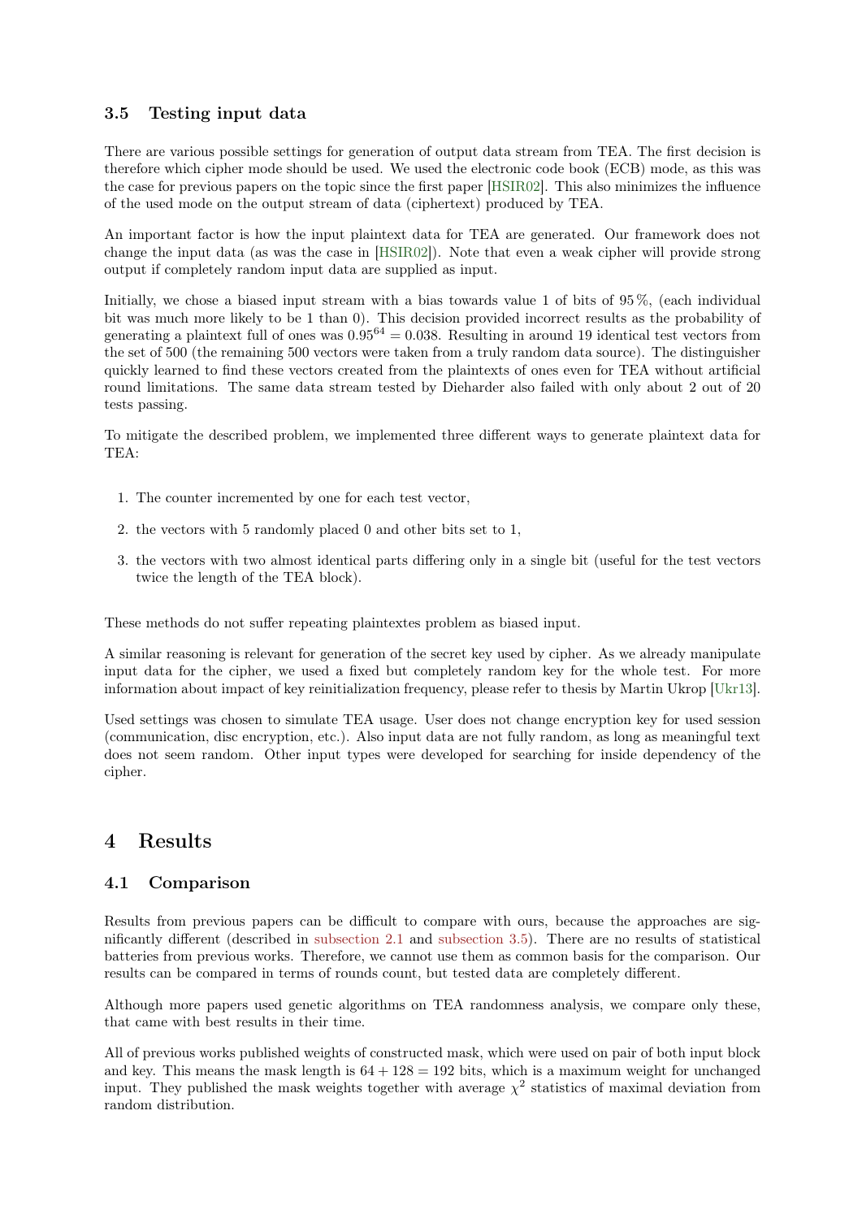### 3.5 Testing input data

There are various possible settings for generation of output data stream from TEA. The first decision is therefore which cipher mode should be used. We used the electronic code book (ECB) mode, as this was the case for previous papers on the topic since the first paper [HSIR02]. This also minimizes the influence of the used mode on the output stream of data (ciphertext) produced by TEA.

An important factor is how the input plaintext data for TEA are generated. Our framework does not change the input data (as was the case in [HSIR02]). Note that even a weak cipher will provide strong output if completely random input data are supplied as input.

Initially, we chose a biased input stream with a bias towards value 1 of bits of 95 %, (each individual bit was much more likely to be 1 than 0). This decision provided incorrect results as the probability of generating a plaintext full of ones was $0.95^{64} = 0.038$. Resulting in around 19 identical test vectors from the set of 500 (the remaining 500 vectors were taken from a truly random data source). The distinguisher quickly learned to find these vectors created from the plaintexts of ones even for TEA without artificial round limitations. The same data stream tested by Dieharder also failed with only about 2 out of 20 tests passing.

To mitigate the described problem, we implemented three different ways to generate plaintext data for TEA:

1. The counter incremented by one for each test vector,
2. the vectors with 5 randomly placed 0 and other bits set to 1,
3. the vectors with two almost identical parts differing only in a single bit (useful for the test vectors twice the length of the TEA block).

These methods do not suffer repeating plaintextes problem as biased input.

A similar reasoning is relevant for generation of the secret key used by cipher. As we already manipulate input data for the cipher, we used a fixed but completely random key for the whole test. For more information about impact of key reinitialization frequency, please refer to thesis by Martin Ukrop [Ukr13].

Used settings was chosen to simulate TEA usage. User does not change encryption key for used session (communication, disc encryption, etc.). Also input data are not fully random, as long as meaningful text does not seem random. Other input types were developed for searching for inside dependency of the cipher.

# 4 Results

## 4.1 Comparison

Results from previous papers can be difficult to compare with ours, because the approaches are significantly different (described in subsection 2.1 and subsection 3.5). There are no results of statistical batteries from previous works. Therefore, we cannot use them as common basis for the comparison. Our results can be compared in terms of rounds count, but tested data are completely different.

Although more papers used genetic algorithms on TEA randomness analysis, we compare only these, that came with best results in their time.

All of previous works published weights of constructed mask, which were used on pair of both input block and key. This means the mask length is $64 + 128 = 192$ bits, which is a maximum weight for unchanged input. They published the mask weights together with average $\chi^2$ statistics of maximal deviation from random distribution.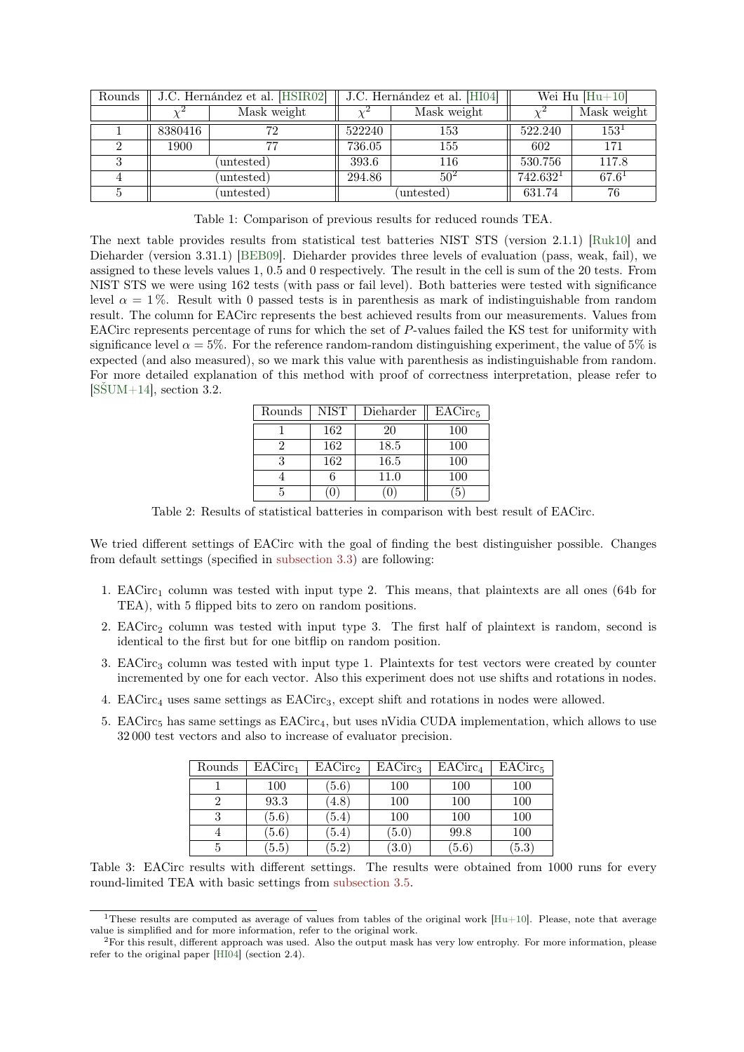| Rounds | J.C. Hernández et al. [HSIR02] | | J.C. Hernández et al. [HI04] | | Wei Hu [Hu+10] | |
|---|---|---|---|---|---|---|
| | $\chi^2$ | Mask weight | $\chi^2$ | Mask weight | $\chi^2$ | Mask weight |
| 1 | 8380416 | 72 | 522240 | 153 | 522.240 | 153[1] |
| 2 | 1900 | 77 | 736.05 | 155 | 602 | 171 |
| 3 | (untested) | | 393.6 | 116 | 530.756 | 117.8 |
| 4 | (untested) | | 294.86 | 50[2] | 742.632[1] | 67.6[1] |
| 5 | (untested) | | (untested) | | 631.74 | 76 |

Table 1: Comparison of previous results for reduced rounds TEA.

The next table provides results from statistical test batteries NIST STS (version 2.1.1) [Ruk10] and Dieharder (version 3.31.1) [BEB09]. Dieharder provides three levels of evaluation (pass, weak, fail), we assigned to these levels values 1, 0.5 and 0 respectively. The result in the cell is sum of the 20 tests. From NIST STS we were using 162 tests (with pass or fail level). Both batteries were tested with significance level $\alpha = 1\,\%$. Result with 0 passed tests is in parenthesis as mark of indistinguishable from random result. The column for EACirc represents the best achieved results from our measurements. Values from EACirc represents percentage of runs for which the set of $P$-values failed the KS test for uniformity with significance level $\alpha = 5\%$. For the reference random-random distinguishing experiment, the value of 5% is expected (and also measured), so we mark this value with parenthesis as indistinguishable from random. For more detailed explanation of this method with proof of correctness interpretation, please refer to [SŠUM+14], section 3.2.

| Rounds | NIST | Dieharder | $\text{EACirc}_5$ |
|---|---|---|---|
| 1 | 162 | 20 | 100 |
| 2 | 162 | 18.5 | 100 |
| 3 | 162 | 16.5 | 100 |
| 4 | 6 | 11.0 | 100 |
| 5 | (0) | (0) | (5) |

Table 2: Results of statistical batteries in comparison with best result of EACirc.

We tried different settings of EACirc with the goal of finding the best distinguisher possible. Changes from default settings (specified in subsection 3.3) are following:

1. $\text{EACirc}_1$ column was tested with input type 2. This means, that plaintexts are all ones (64b for TEA), with 5 flipped bits to zero on random positions.
2. $\text{EACirc}_2$ column was tested with input type 3. The first half of plaintext is random, second is identical to the first but for one bitflip on random position.
3. $\text{EACirc}_3$ column was tested with input type 1. Plaintexts for test vectors were created by counter incremented by one for each vector. Also this experiment does not use shifts and rotations in nodes.
4. $\text{EACirc}_4$ uses same settings as $\text{EACirc}_3$, except shift and rotations in nodes were allowed.
5. $\text{EACirc}_5$ has same settings as $\text{EACirc}_4$, but uses nVidia CUDA implementation, which allows to use 32 000 test vectors and also to increase of evaluator precision.

| Rounds | $\text{EACirc}_1$ | $\text{EACirc}_2$ | $\text{EACirc}_3$ | $\text{EACirc}_4$ | $\text{EACirc}_5$ |
|---|---|---|---|---|---|
| 1 | 100 | (5.6) | 100 | 100 | 100 |
| 2 | 93.3 | (4.8) | 100 | 100 | 100 |
| 3 | (5.6) | (5.4) | 100 | 100 | 100 |
| 4 | (5.6) | (5.4) | (5.0) | 99.8 | 100 |
| 5 | (5.5) | (5.2) | (3.0) | (5.6) | (5.3) |

Table 3: EACirc results with different settings. The results were obtained from 1000 runs for every round-limited TEA with basic settings from subsection 3.5.

[1] These results are computed as average of values from tables of the original work [Hu+10]. Please, note that average value is simplified and for more information, refer to the original work.

[2] For this result, different approach was used. Also the output mask has very low entropy. For more information, please refer to the original paper [HI04] (section 2.4).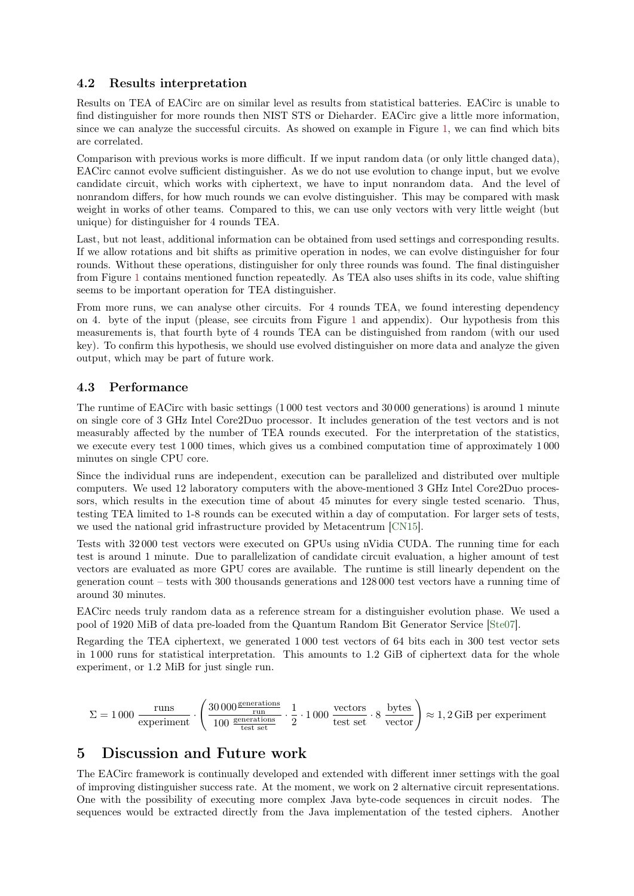### 4.2 Results interpretation

Results on TEA of EACirc are on similar level as results from statistical batteries. EACirc is unable to find distinguisher for more rounds then NIST STS or Dieharder. EACirc give a little more information, since we can analyze the successful circuits. As showed on example in Figure 1, we can find which bits are correlated.

Comparison with previous works is more difficult. If we input random data (or only little changed data), EACirc cannot evolve sufficient distinguisher. As we do not use evolution to change input, but we evolve candidate circuit, which works with ciphertext, we have to input nonrandom data. And the level of nonrandom differs, for how much rounds we can evolve distinguisher. This may be compared with mask weight in works of other teams. Compared to this, we can use only vectors with very little weight (but unique) for distinguisher for 4 rounds TEA.

Last, but not least, additional information can be obtained from used settings and corresponding results. If we allow rotations and bit shifts as primitive operation in nodes, we can evolve distinguisher for four rounds. Without these operations, distinguisher for only three rounds was found. The final distinguisher from Figure 1 contains mentioned function repeatedly. As TEA also uses shifts in its code, value shifting seems to be important operation for TEA distinguisher.

From more runs, we can analyse other circuits. For 4 rounds TEA, we found interesting dependency on 4. byte of the input (please, see circuits from Figure 1 and appendix). Our hypothesis from this measurements is, that fourth byte of 4 rounds TEA can be distinguished from random (with our used key). To confirm this hypothesis, we should use evolved distinguisher on more data and analyze the given output, which may be part of future work.

### 4.3 Performance

The runtime of EACirc with basic settings (1 000 test vectors and 30 000 generations) is around 1 minute on single core of 3 GHz Intel Core2Duo processor. It includes generation of the test vectors and is not measurably affected by the number of TEA rounds executed. For the interpretation of the statistics, we execute every test 1 000 times, which gives us a combined computation time of approximately 1 000 minutes on single CPU core.

Since the individual runs are independent, execution can be parallelized and distributed over multiple computers. We used 12 laboratory computers with the above-mentioned 3 GHz Intel Core2Duo processors, which results in the execution time of about 45 minutes for every single tested scenario. Thus, testing TEA limited to 1-8 rounds can be executed within a day of computation. For larger sets of tests, we used the national grid infrastructure provided by Metacentrum [CN15].

Tests with 32 000 test vectors were executed on GPUs using nVidia CUDA. The running time for each test is around 1 minute. Due to parallelization of candidate circuit evaluation, a higher amount of test vectors are evaluated as more GPU cores are available. The runtime is still linearly dependent on the generation count – tests with 300 thousands generations and 128 000 test vectors have a running time of around 30 minutes.

EACirc needs truly random data as a reference stream for a distinguisher evolution phase. We used a pool of 1920 MiB of data pre-loaded from the Quantum Random Bit Generator Service [Ste07].

Regarding the TEA ciphertext, we generated 1 000 test vectors of 64 bits each in 300 test vector sets in 1 000 runs for statistical interpretation. This amounts to 1.2 GiB of ciphertext data for the whole experiment, or 1.2 MiB for just single run.

$$\Sigma = 1\,000 \, \frac{\text{runs}}{\text{experiment}} \cdot \left( \frac{30\,000 \frac{\text{generations}}{\text{run}}}{100 \, \frac{\text{generations}}{\text{test set}}} \cdot \frac{1}{2} \cdot 1\,000 \, \frac{\text{vectors}}{\text{test set}} \cdot 8 \, \frac{\text{bytes}}{\text{vector}} \right) \approx 1{,}2 \, \text{GiB per experiment}$$

## 5 Discussion and Future work

The EACirc framework is continually developed and extended with different inner settings with the goal of improving distinguisher success rate. At the moment, we work on 2 alternative circuit representations. One with the possibility of executing more complex Java byte-code sequences in circuit nodes. The sequences would be extracted directly from the Java implementation of the tested ciphers. Another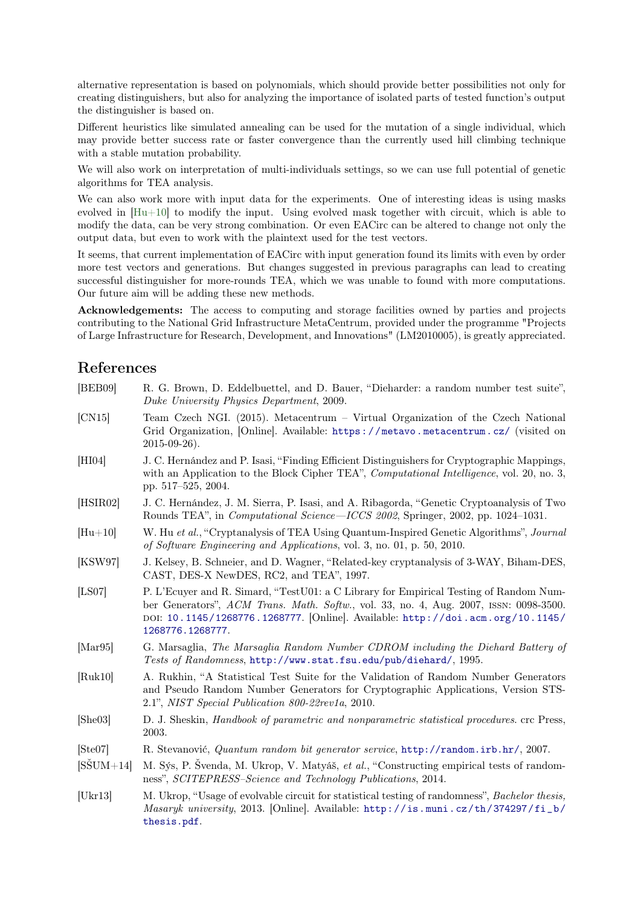alternative representation is based on polynomials, which should provide better possibilities not only for creating distinguishers, but also for analyzing the importance of isolated parts of tested function's output the distinguisher is based on.

Different heuristics like simulated annealing can be used for the mutation of a single individual, which may provide better success rate or faster convergence than the currently used hill climbing technique with a stable mutation probability.

We will also work on interpretation of multi-individuals settings, so we can use full potential of genetic algorithms for TEA analysis.

We can also work more with input data for the experiments. One of interesting ideas is using masks evolved in [Hu+10] to modify the input. Using evolved mask together with circuit, which is able to modify the data, can be very strong combination. Or even EACirc can be altered to change not only the output data, but even to work with the plaintext used for the test vectors.

It seems, that current implementation of EACirc with input generation found its limits with even by order more test vectors and generations. But changes suggested in previous paragraphs can lead to creating successful distinguisher for more-rounds TEA, which we was unable to found with more computations. Our future aim will be adding these new methods.

**Acknowledgements:** The access to computing and storage facilities owned by parties and projects contributing to the National Grid Infrastructure MetaCentrum, provided under the programme "Projects of Large Infrastructure for Research, Development, and Innovations" (LM2010005), is greatly appreciated.

## References

- [BEB09] R. G. Brown, D. Eddelbuettel, and D. Bauer, "Dieharder: a random number test suite", *Duke University Physics Department*, 2009.
- [CN15] Team Czech NGI. (2015). Metacentrum – Virtual Organization of the Czech National Grid Organization, [Online]. Available: https://metavo.metacentrum.cz/ (visited on 2015-09-26).
- [HI04] J. C. Hernández and P. Isasi, "Finding Efficient Distinguishers for Cryptographic Mappings, with an Application to the Block Cipher TEA", *Computational Intelligence*, vol. 20, no. 3, pp. 517–525, 2004.
- [HSIR02] J. C. Hernández, J. M. Sierra, P. Isasi, and A. Ribagorda, "Genetic Cryptoanalysis of Two Rounds TEA", in *Computational Science—ICCS 2002*, Springer, 2002, pp. 1024–1031.
- [Hu+10] W. Hu *et al.*, "Cryptanalysis of TEA Using Quantum-Inspired Genetic Algorithms", *Journal of Software Engineering and Applications*, vol. 3, no. 01, p. 50, 2010.
- [KSW97] J. Kelsey, B. Schneier, and D. Wagner, "Related-key cryptanalysis of 3-WAY, Biham-DES, CAST, DES-X NewDES, RC2, and TEA", 1997.
- [LS07] P. L'Ecuyer and R. Simard, "TestU01: a C Library for Empirical Testing of Random Number Generators", *ACM Trans. Math. Softw.*, vol. 33, no. 4, Aug. 2007, ISSN: 0098-3500. DOI: 10.1145/1268776.1268777. [Online]. Available: http://doi.acm.org/10.1145/1268776.1268777.
- [Mar95] G. Marsaglia, *The Marsaglia Random Number CDROM including the Diehard Battery of Tests of Randomness*, http://www.stat.fsu.edu/pub/diehard/, 1995.
- [Ruk10] A. Rukhin, "A Statistical Test Suite for the Validation of Random Number Generators and Pseudo Random Number Generators for Cryptographic Applications, Version STS-2.1", *NIST Special Publication 800-22rev1a*, 2010.
- [She03] D. J. Sheskin, *Handbook of parametric and nonparametric statistical procedures*. crc Press, 2003.
- [Ste07] R. Stevanović, *Quantum random bit generator service*, http://random.irb.hr/, 2007.
- [SŠUM+14] M. Sýs, P. Švenda, M. Ukrop, V. Matyáš, *et al.*, "Constructing empirical tests of randomness", *SCITEPRESS–Science and Technology Publications*, 2014.
- [Ukr13] M. Ukrop, "Usage of evolvable circuit for statistical testing of randomness", *Bachelor thesis, Masaryk university*, 2013. [Online]. Available: http://is.muni.cz/th/374297/fi_b/thesis.pdf.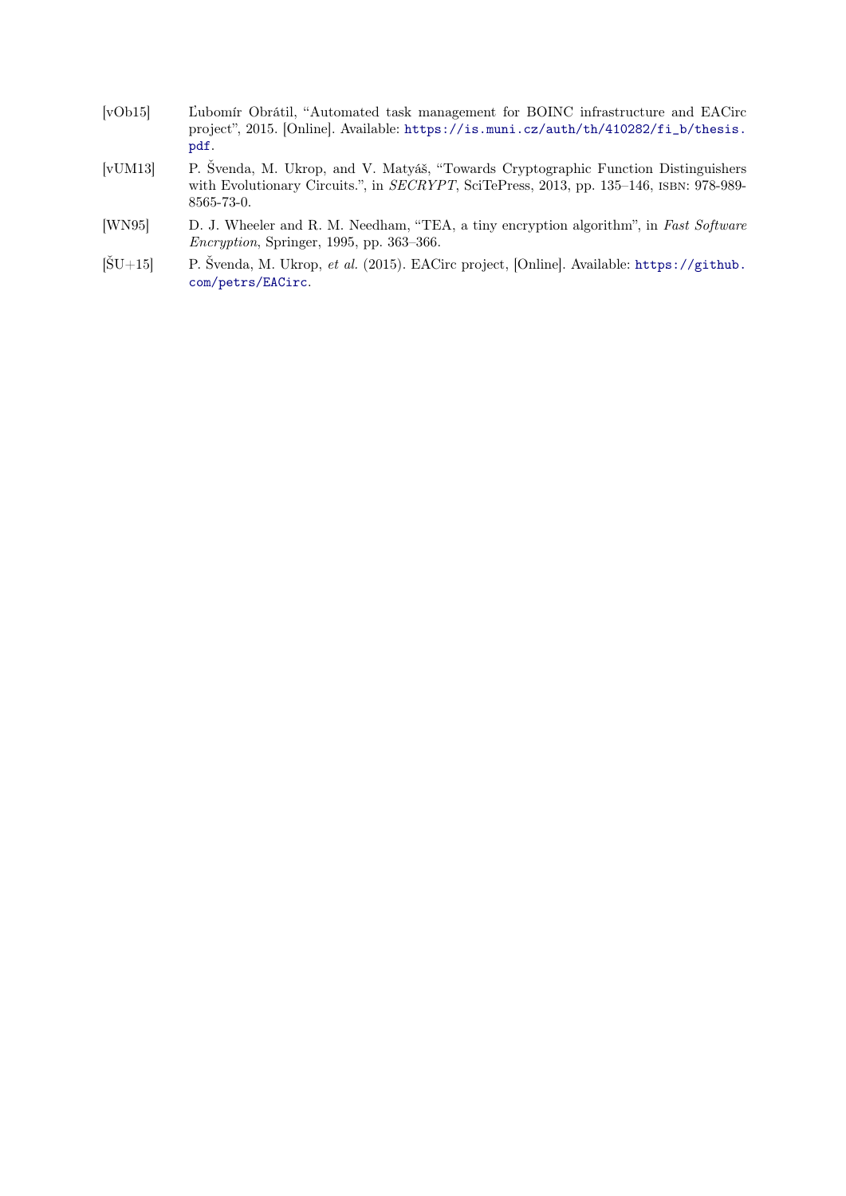[vOb15] Ľubomír Obrátil, "Automated task management for BOINC infrastructure and EACirc project", 2015. [Online]. Available: https://is.muni.cz/auth/th/410282/fi_b/thesis.pdf.

[vUM13] P. Švenda, M. Ukrop, and V. Matyáš, "Towards Cryptographic Function Distinguishers with Evolutionary Circuits.", in *SECRYPT*, SciTePress, 2013, pp. 135–146, ISBN: 978-989-8565-73-0.

[WN95] D. J. Wheeler and R. M. Needham, "TEA, a tiny encryption algorithm", in *Fast Software Encryption*, Springer, 1995, pp. 363–366.

[ŠU+15] P. Švenda, M. Ukrop, *et al.* (2015). EACirc project, [Online]. Available: https://github.com/petrs/EACirc.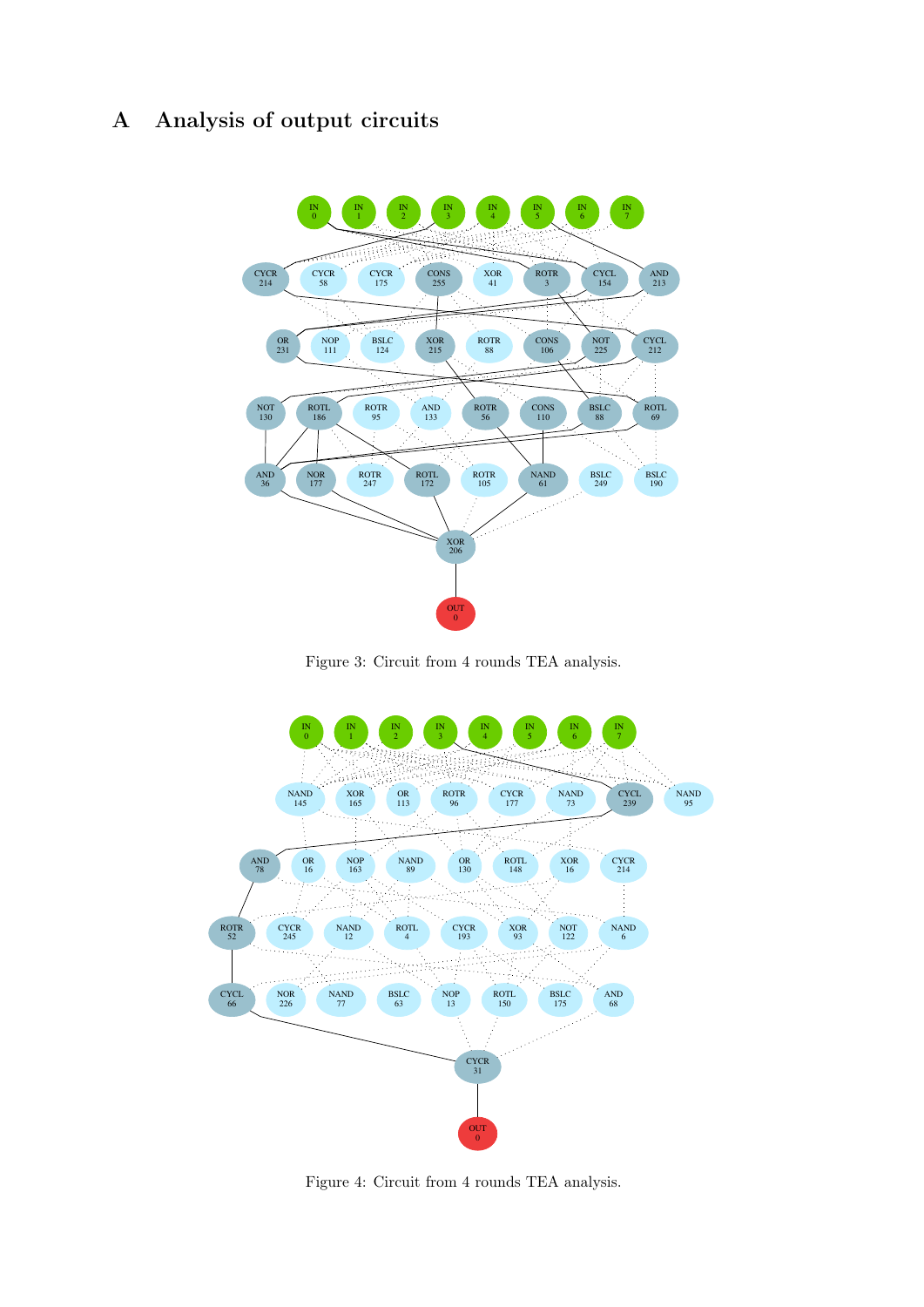# A Analysis of output circuits

Figure 3: Circuit from 4 rounds TEA analysis.

Figure 4: Circuit from 4 rounds TEA analysis.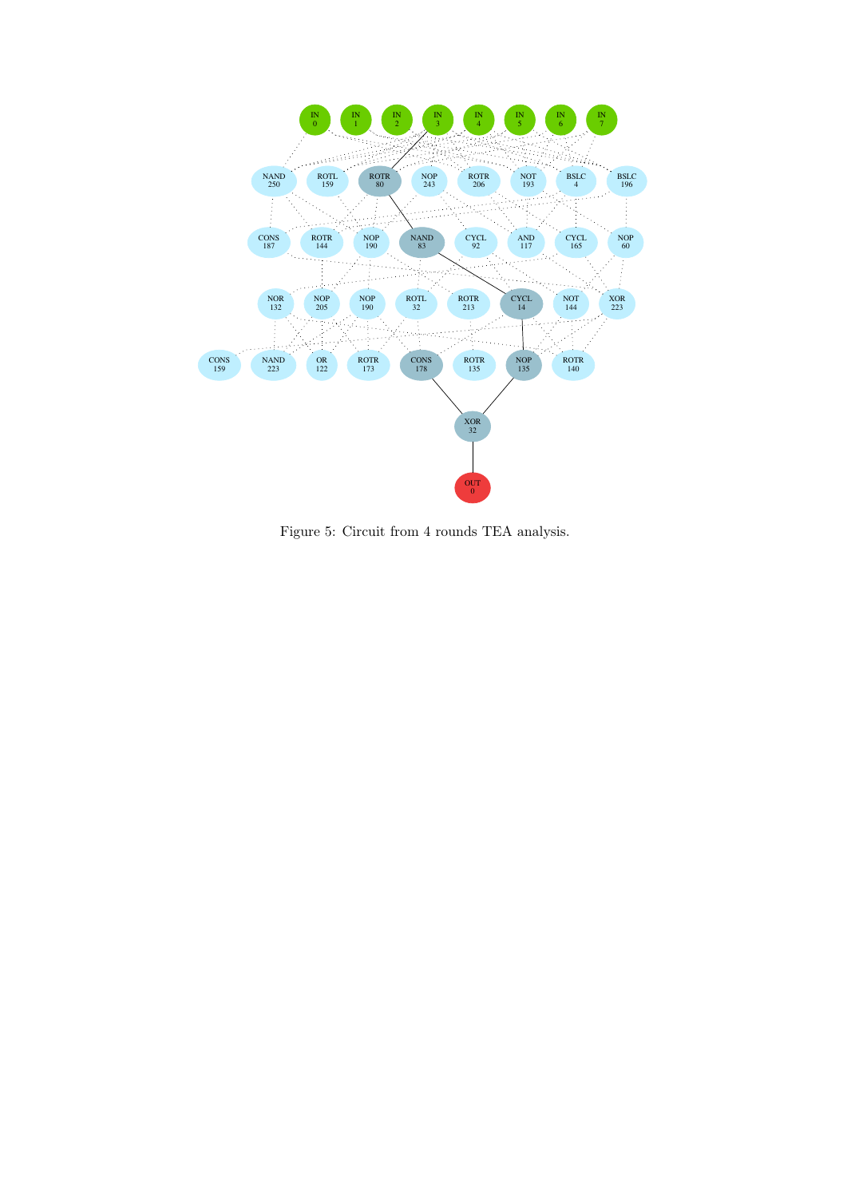IN 0
IN 1
IN 2
IN 3
IN 4
IN 5
IN 6
IN 7

NAND 250
ROTL 159
ROTR 80
NOP 243
ROTR 206
NOT 193
BSLC 4
BSLC 196

CONS 187
ROTR 144
NOP 190
NAND 83
CYCL 92
AND 117
CYCL 165
NOP 60

NOR 132
NOP 205
NOP 190
ROTL 32
ROTR 213
CYCL 14
NOT 144
XOR 223

CONS 159
NAND 223
OR 122
ROTR 173
CONS 178
ROTR 135
NOP 135
ROTR 140

XOR 32

OUT 0

Figure 5: Circuit from 4 rounds TEA analysis.